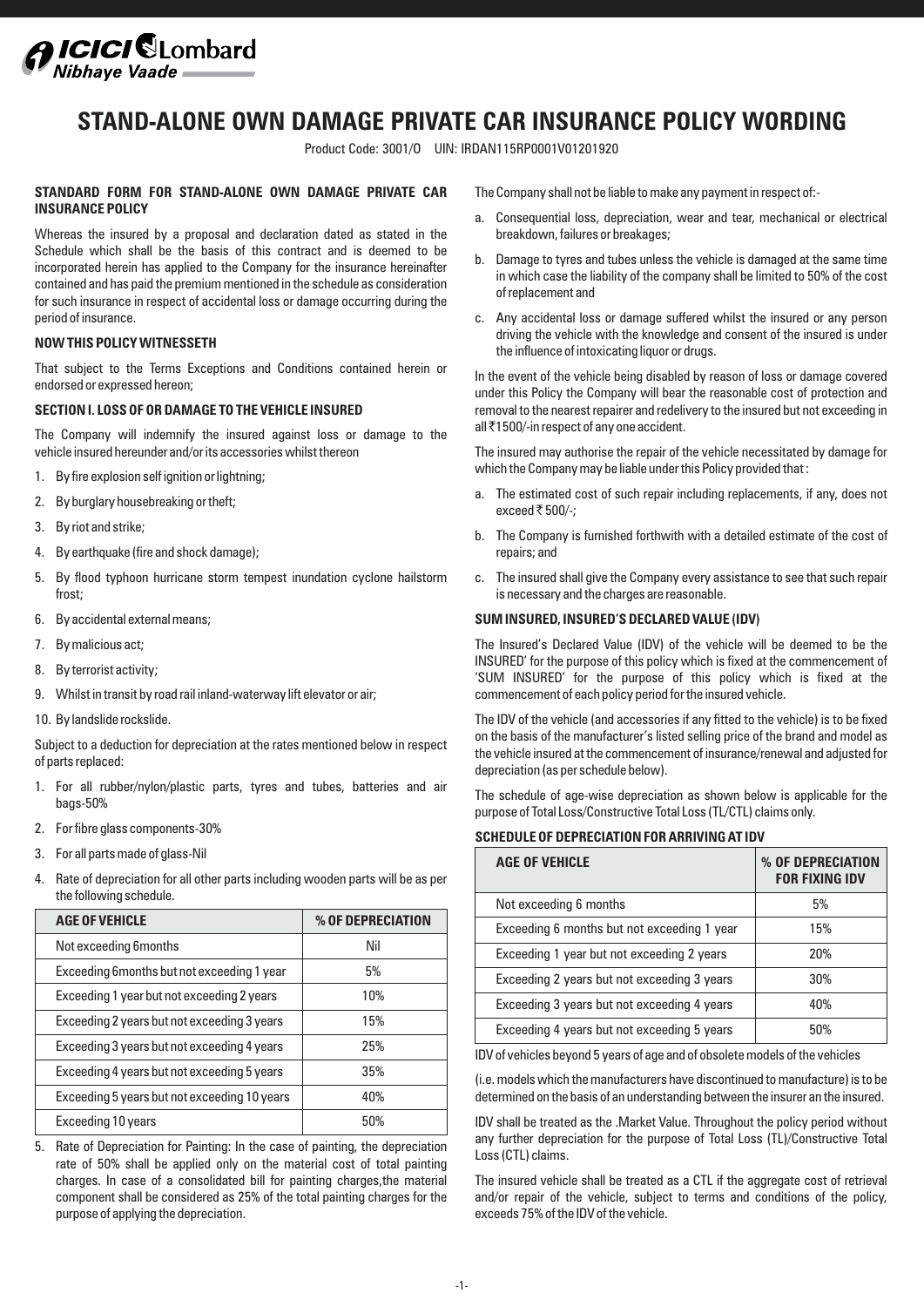# STAND-ALONE OWN DAMAGE PRIVATE CAR INSURANCE POLICY WORDING

Product Code: 3001/O UIN: IRDAN115RP0001V01201920

**STANDARD FORM FOR STAND-ALONE OWN DAMAGE PRIVATE CAR INSURANCE POLICY**

Whereas the insured by a proposal and declaration dated as stated in the Schedule which shall be the basis of this contract and is deemed to be incorporated herein has applied to the Company for the insurance hereinafter contained and has paid the premium mentioned in the schedule as consideration for such insurance in respect of accidental loss or damage occurring during the period of insurance.

**NOW THIS POLICY WITNESSETH**

That subject to the Terms Exceptions and Conditions contained herein or endorsed or expressed hereon;

**SECTION I. LOSS OF OR DAMAGE TO THE VEHICLE INSURED**

The Company will indemnify the insured against loss or damage to the vehicle insured hereunder and/or its accessories whilst thereon

1. By fire explosion self ignition or lightning;
2. By burglary housebreaking or theft;
3. By riot and strike;
4. By earthquake (fire and shock damage);
5. By flood typhoon hurricane storm tempest inundation cyclone hailstorm frost;
6. By accidental external means;
7. By malicious act;
8. By terrorist activity;
9. Whilst in transit by road rail inland-waterway lift elevator or air;
10. By landslide rockslide.

Subject to a deduction for depreciation at the rates mentioned below in respect of parts replaced:

1. For all rubber/nylon/plastic parts, tyres and tubes, batteries and air bags-50%
2. For fibre glass components-30%
3. For all parts made of glass-Nil
4. Rate of depreciation for all other parts including wooden parts will be as per the following schedule.

| AGE OF VEHICLE | % OF DEPRECIATION |
|---|---|
| Not exceeding 6months | Nil |
| Exceeding 6months but not exceeding 1 year | 5% |
| Exceeding 1 year but not exceeding 2 years | 10% |
| Exceeding 2 years but not exceeding 3 years | 15% |
| Exceeding 3 years but not exceeding 4 years | 25% |
| Exceeding 4 years but not exceeding 5 years | 35% |
| Exceeding 5 years but not exceeding 10 years | 40% |
| Exceeding 10 years | 50% |

5. Rate of Depreciation for Painting: In the case of painting, the depreciation rate of 50% shall be applied only on the material cost of total painting charges. In case of a consolidated bill for painting charges,the material component shall be considered as 25% of the total painting charges for the purpose of applying the depreciation.

The Company shall not be liable to make any payment in respect of:-

a. Consequential loss, depreciation, wear and tear, mechanical or electrical breakdown, failures or breakages;
b. Damage to tyres and tubes unless the vehicle is damaged at the same time in which case the liability of the company shall be limited to 50% of the cost of replacement and
c. Any accidental loss or damage suffered whilst the insured or any person driving the vehicle with the knowledge and consent of the insured is under the influence of intoxicating liquor or drugs.

In the event of the vehicle being disabled by reason of loss or damage covered under this Policy the Company will bear the reasonable cost of protection and removal to the nearest repairer and redelivery to the insured but not exceeding in all ₹1500/-in respect of any one accident.

The insured may authorise the repair of the vehicle necessitated by damage for which the Company may be liable under this Policy provided that :

a. The estimated cost of such repair including replacements, if any, does not exceed ₹ 500/-;
b. The Company is furnished forthwith with a detailed estimate of the cost of repairs; and
c. The insured shall give the Company every assistance to see that such repair is necessary and the charges are reasonable.

**SUM INSURED, INSURED'S DECLARED VALUE (IDV)**

The Insured's Declared Value (IDV) of the vehicle will be deemed to be the INSURED' for the purpose of this policy which is fixed at the commencement of 'SUM INSURED' for the purpose of this policy which is fixed at the commencement of each policy period for the insured vehicle.

The IDV of the vehicle (and accessories if any fitted to the vehicle) is to be fixed on the basis of the manufacturer's listed selling price of the brand and model as the vehicle insured at the commencement of insurance/renewal and adjusted for depreciation (as per schedule below).

The schedule of age-wise depreciation as shown below is applicable for the purpose of Total Loss/Constructive Total Loss (TL/CTL) claims only.

**SCHEDULE OF DEPRECIATION FOR ARRIVING AT IDV**

| AGE OF VEHICLE | % OF DEPRECIATION FOR FIXING IDV |
|---|---|
| Not exceeding 6 months | 5% |
| Exceeding 6 months but not exceeding 1 year | 15% |
| Exceeding 1 year but not exceeding 2 years | 20% |
| Exceeding 2 years but not exceeding 3 years | 30% |
| Exceeding 3 years but not exceeding 4 years | 40% |
| Exceeding 4 years but not exceeding 5 years | 50% |

IDV of vehicles beyond 5 years of age and of obsolete models of the vehicles

(i.e. models which the manufacturers have discontinued to manufacture) is to be determined on the basis of an understanding between the insurer an the insured.

IDV shall be treated as the .Market Value. Throughout the policy period without any further depreciation for the purpose of Total Loss (TL)/Constructive Total Loss (CTL) claims.

The insured vehicle shall be treated as a CTL if the aggregate cost of retrieval and/or repair of the vehicle, subject to terms and conditions of the policy, exceeds 75% of the IDV of the vehicle.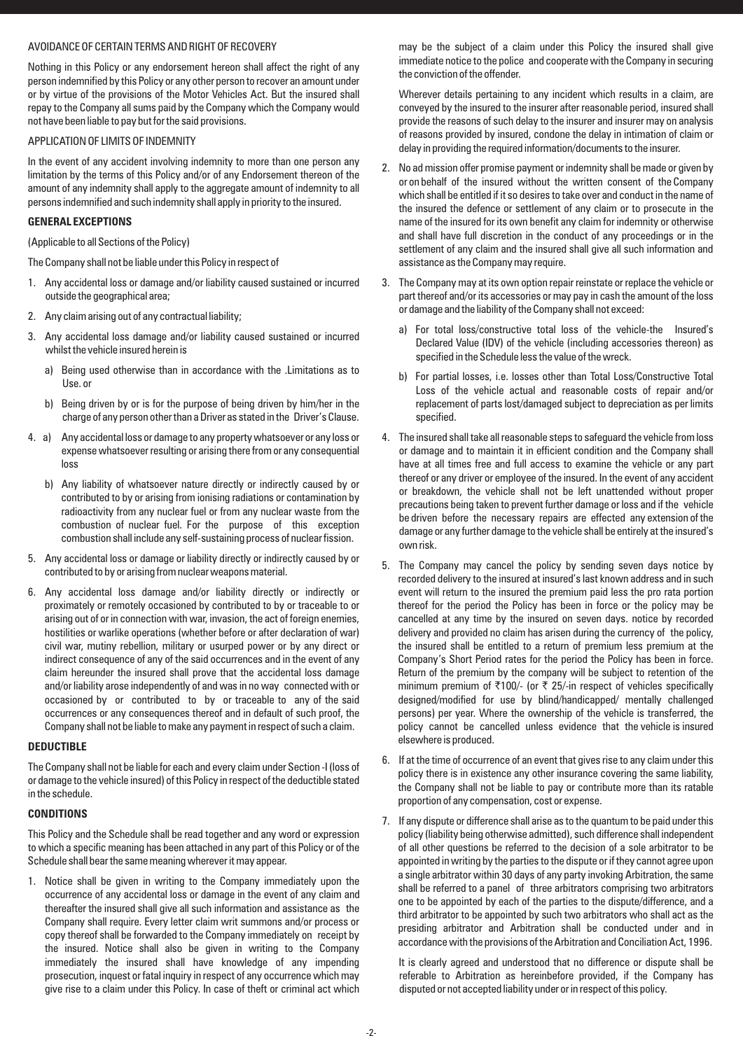AVOIDANCE OF CERTAIN TERMS AND RIGHT OF RECOVERY

Nothing in this Policy or any endorsement hereon shall affect the right of any person indemnified by this Policy or any other person to recover an amount under or by virtue of the provisions of the Motor Vehicles Act. But the insured shall repay to the Company all sums paid by the Company which the Company would not have been liable to pay but for the said provisions.

APPLICATION OF LIMITS OF INDEMNITY

In the event of any accident involving indemnity to more than one person any limitation by the terms of this Policy and/or of any Endorsement thereon of the amount of any indemnity shall apply to the aggregate amount of indemnity to all persons indemnified and such indemnity shall apply in priority to the insured.

**GENERAL EXCEPTIONS**

(Applicable to all Sections of the Policy)

The Company shall not be liable under this Policy in respect of

1. Any accidental loss or damage and/or liability caused sustained or incurred outside the geographical area;
2. Any claim arising out of any contractual liability;
3. Any accidental loss damage and/or liability caused sustained or incurred whilst the vehicle insured herein is
   a) Being used otherwise than in accordance with the .Limitations as to Use. or
   b) Being driven by or is for the purpose of being driven by him/her in the charge of any person other than a Driver as stated in the Driver's Clause.
4. a) Any accidental loss or damage to any property whatsoever or any loss or expense whatsoever resulting or arising there from or any consequential loss
   b) Any liability of whatsoever nature directly or indirectly caused by or contributed to by or arising from ionising radiations or contamination by radioactivity from any nuclear fuel or from any nuclear waste from the combustion of nuclear fuel. For the purpose of this exception combustion shall include any self-sustaining process of nuclear fission.
5. Any accidental loss or damage or liability directly or indirectly caused by or contributed to by or arising from nuclear weapons material.
6. Any accidental loss damage and/or liability directly or indirectly or proximately or remotely occasioned by contributed to by or traceable to or arising out of or in connection with war, invasion, the act of foreign enemies, hostilities or warlike operations (whether before or after declaration of war) civil war, mutiny rebellion, military or usurped power or by any direct or indirect consequence of any of the said occurrences and in the event of any claim hereunder the insured shall prove that the accidental loss damage and/or liability arose independently of and was in no way connected with or occasioned by or contributed to by or traceable to any of the said occurrences or any consequences thereof and in default of such proof, the Company shall not be liable to make any payment in respect of such a claim.

**DEDUCTIBLE**

The Company shall not be liable for each and every claim under Section -I (loss of or damage to the vehicle insured) of this Policy in respect of the deductible stated in the schedule.

**CONDITIONS**

This Policy and the Schedule shall be read together and any word or expression to which a specific meaning has been attached in any part of this Policy or of the Schedule shall bear the same meaning wherever it may appear.

1. Notice shall be given in writing to the Company immediately upon the occurrence of any accidental loss or damage in the event of any claim and thereafter the insured shall give all such information and assistance as the Company shall require. Every letter claim writ summons and/or process or copy thereof shall be forwarded to the Company immediately on receipt by the insured. Notice shall also be given in writing to the Company immediately the insured shall have knowledge of any impending prosecution, inquest or fatal inquiry in respect of any occurrence which may give rise to a claim under this Policy. In case of theft or criminal act which may be the subject of a claim under this Policy the insured shall give immediate notice to the police and cooperate with the Company in securing the conviction of the offender.

   Wherever details pertaining to any incident which results in a claim, are conveyed by the insured to the insurer after reasonable period, insured shall provide the reasons of such delay to the insurer and insurer may on analysis of reasons provided by insured, condone the delay in intimation of claim or delay in providing the required information/documents to the insurer.

2. No ad mission offer promise payment or indemnity shall be made or given by or on behalf of the insured without the written consent of the Company which shall be entitled if it so desires to take over and conduct in the name of the insured the defence or settlement of any claim or to prosecute in the name of the insured for its own benefit any claim for indemnity or otherwise and shall have full discretion in the conduct of any proceedings or in the settlement of any claim and the insured shall give all such information and assistance as the Company may require.
3. The Company may at its own option repair reinstate or replace the vehicle or part thereof and/or its accessories or may pay in cash the amount of the loss or damage and the liability of the Company shall not exceed:
   a) For total loss/constructive total loss of the vehicle-the Insured's Declared Value (IDV) of the vehicle (including accessories thereon) as specified in the Schedule less the value of the wreck.
   b) For partial losses, i.e. losses other than Total Loss/Constructive Total Loss of the vehicle actual and reasonable costs of repair and/or replacement of parts lost/damaged subject to depreciation as per limits specified.
4. The insured shall take all reasonable steps to safeguard the vehicle from loss or damage and to maintain it in efficient condition and the Company shall have at all times free and full access to examine the vehicle or any part thereof or any driver or employee of the insured. In the event of any accident or breakdown, the vehicle shall not be left unattended without proper precautions being taken to prevent further damage or loss and if the vehicle be driven before the necessary repairs are effected any extension of the damage or any further damage to the vehicle shall be entirely at the insured's own risk.
5. The Company may cancel the policy by sending seven days notice by recorded delivery to the insured at insured's last known address and in such event will return to the insured the premium paid less the pro rata portion thereof for the period the Policy has been in force or the policy may be cancelled at any time by the insured on seven days. notice by recorded delivery and provided no claim has arisen during the currency of the policy, the insured shall be entitled to a return of premium less premium at the Company's Short Period rates for the period the Policy has been in force. Return of the premium by the company will be subject to retention of the minimum premium of ₹100/- (or ₹ 25/-in respect of vehicles specifically designed/modified for use by blind/handicapped/ mentally challenged persons) per year. Where the ownership of the vehicle is transferred, the policy cannot be cancelled unless evidence that the vehicle is insured elsewhere is produced.
6. If at the time of occurrence of an event that gives rise to any claim under this policy there is in existence any other insurance covering the same liability, the Company shall not be liable to pay or contribute more than its ratable proportion of any compensation, cost or expense.
7. If any dispute or difference shall arise as to the quantum to be paid under this policy (liability being otherwise admitted), such difference shall independent of all other questions be referred to the decision of a sole arbitrator to be appointed in writing by the parties to the dispute or if they cannot agree upon a single arbitrator within 30 days of any party invoking Arbitration, the same shall be referred to a panel of three arbitrators comprising two arbitrators one to be appointed by each of the parties to the dispute/difference, and a third arbitrator to be appointed by such two arbitrators who shall act as the presiding arbitrator and Arbitration shall be conducted under and in accordance with the provisions of the Arbitration and Conciliation Act, 1996.

   It is clearly agreed and understood that no difference or dispute shall be referable to Arbitration as hereinbefore provided, if the Company has disputed or not accepted liability under or in respect of this policy.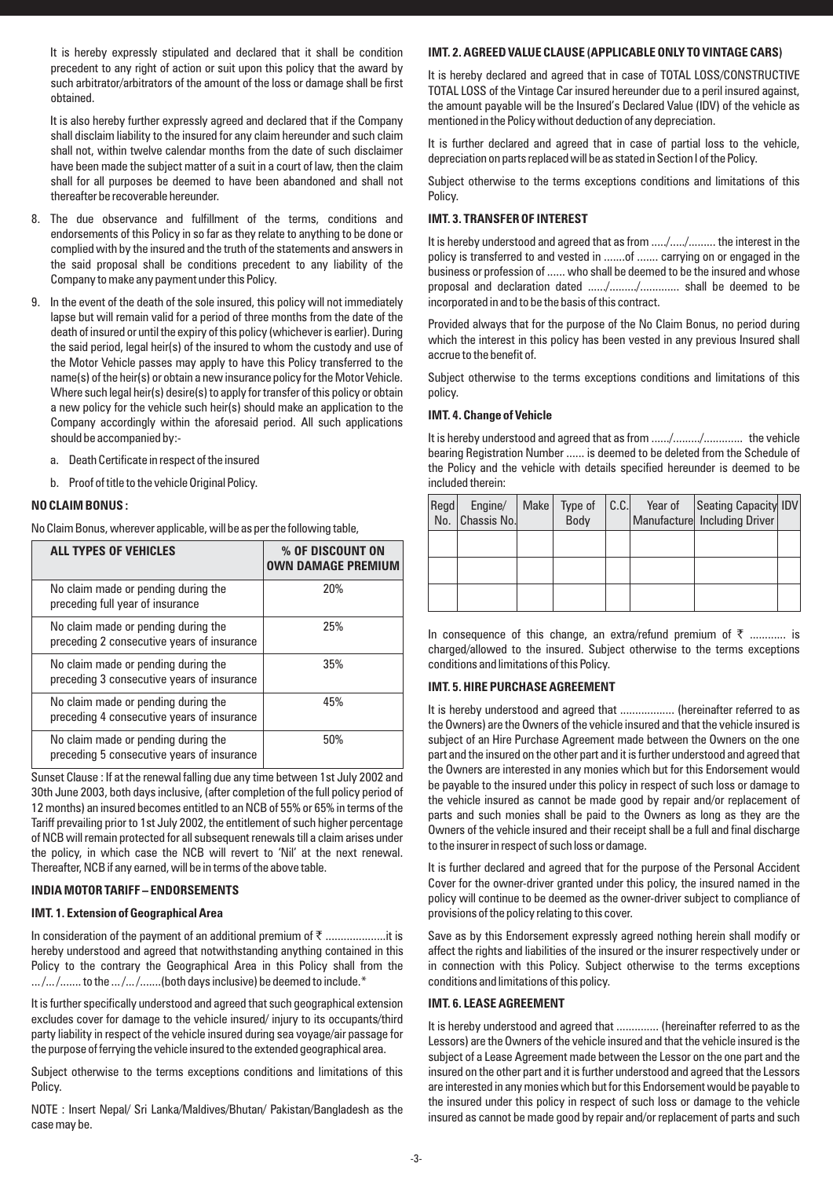It is hereby expressly stipulated and declared that it shall be condition precedent to any right of action or suit upon this policy that the award by such arbitrator/arbitrators of the amount of the loss or damage shall be first obtained.

It is also hereby further expressly agreed and declared that if the Company shall disclaim liability to the insured for any claim hereunder and such claim shall not, within twelve calendar months from the date of such disclaimer have been made the subject matter of a suit in a court of law, then the claim shall for all purposes be deemed to have been abandoned and shall not thereafter be recoverable hereunder.

8. The due observance and fulfillment of the terms, conditions and endorsements of this Policy in so far as they relate to anything to be done or complied with by the insured and the truth of the statements and answers in the said proposal shall be conditions precedent to any liability of the Company to make any payment under this Policy.

9. In the event of the death of the sole insured, this policy will not immediately lapse but will remain valid for a period of three months from the date of the death of insured or until the expiry of this policy (whichever is earlier). During the said period, legal heir(s) of the insured to whom the custody and use of the Motor Vehicle passes may apply to have this Policy transferred to the name(s) of the heir(s) or obtain a new insurance policy for the Motor Vehicle. Where such legal heir(s) desire(s) to apply for transfer of this policy or obtain a new policy for the vehicle such heir(s) should make an application to the Company accordingly within the aforesaid period. All such applications should be accompanied by:-

   a. Death Certificate in respect of the insured

   b. Proof of title to the vehicle Original Policy.

**NO CLAIM BONUS :**

No Claim Bonus, wherever applicable, will be as per the following table,

| ALL TYPES OF VEHICLES | % OF DISCOUNT ON OWN DAMAGE PREMIUM |
|---|---|
| No claim made or pending during the preceding full year of insurance | 20% |
| No claim made or pending during the preceding 2 consecutive years of insurance | 25% |
| No claim made or pending during the preceding 3 consecutive years of insurance | 35% |
| No claim made or pending during the preceding 4 consecutive years of insurance | 45% |
| No claim made or pending during the preceding 5 consecutive years of insurance | 50% |

Sunset Clause : If at the renewal falling due any time between 1st July 2002 and 30th June 2003, both days inclusive, (after completion of the full policy period of 12 months) an insured becomes entitled to an NCB of 55% or 65% in terms of the Tariff prevailing prior to 1st July 2002, the entitlement of such higher percentage of NCB will remain protected for all subsequent renewals till a claim arises under the policy, in which case the NCB will revert to 'Nil' at the next renewal. Thereafter, NCB if any earned, will be in terms of the above table.

**INDIA MOTOR TARIFF – ENDORSEMENTS**

**IMT. 1. Extension of Geographical Area**

In consideration of the payment of an additional premium of ₹ ....................it is hereby understood and agreed that notwithstanding anything contained in this Policy to the contrary the Geographical Area in this Policy shall from the .../.../....... to the .../.../.......(both days inclusive) be deemed to include.*

It is further specifically understood and agreed that such geographical extension excludes cover for damage to the vehicle insured/ injury to its occupants/third party liability in respect of the vehicle insured during sea voyage/air passage for the purpose of ferrying the vehicle insured to the extended geographical area.

Subject otherwise to the terms exceptions conditions and limitations of this Policy.

NOTE : Insert Nepal/ Sri Lanka/Maldives/Bhutan/ Pakistan/Bangladesh as the case may be.

**IMT. 2. AGREED VALUE CLAUSE (APPLICABLE ONLY TO VINTAGE CARS)**

It is hereby declared and agreed that in case of TOTAL LOSS/CONSTRUCTIVE TOTAL LOSS of the Vintage Car insured hereunder due to a peril insured against, the amount payable will be the Insured's Declared Value (IDV) of the vehicle as mentioned in the Policy without deduction of any depreciation.

It is further declared and agreed that in case of partial loss to the vehicle, depreciation on parts replaced will be as stated in Section I of the Policy.

Subject otherwise to the terms exceptions conditions and limitations of this Policy.

**IMT. 3. TRANSFER OF INTEREST**

It is hereby understood and agreed that as from ...../...../......... the interest in the policy is transferred to and vested in .......of ....... carrying on or engaged in the business or profession of ...... who shall be deemed to be the insured and whose proposal and declaration dated ....../........./............. shall be deemed to be incorporated in and to be the basis of this contract.

Provided always that for the purpose of the No Claim Bonus, no period during which the interest in this policy has been vested in any previous Insured shall accrue to the benefit of.

Subject otherwise to the terms exceptions conditions and limitations of this policy.

**IMT. 4. Change of Vehicle**

It is hereby understood and agreed that as from ....../........./............. the vehicle bearing Registration Number ...... is deemed to be deleted from the Schedule of the Policy and the vehicle with details specified hereunder is deemed to be included therein:

| Regd No. | Engine/ Chassis No. | Make | Type of Body | C.C. | Year of Manufacture | Seating Capacity Including Driver | IDV |
|---|---|---|---|---|---|---|---|
| | | | | | | | |
| | | | | | | | |
| | | | | | | | |

In consequence of this change, an extra/refund premium of ₹ ............ is charged/allowed to the insured. Subject otherwise to the terms exceptions conditions and limitations of this Policy.

**IMT. 5. HIRE PURCHASE AGREEMENT**

It is hereby understood and agreed that .................. (hereinafter referred to as the Owners) are the Owners of the vehicle insured and that the vehicle insured is subject of an Hire Purchase Agreement made between the Owners on the one part and the insured on the other part and it is further understood and agreed that the Owners are interested in any monies which but for this Endorsement would be payable to the insured under this policy in respect of such loss or damage to the vehicle insured as cannot be made good by repair and/or replacement of parts and such monies shall be paid to the Owners as long as they are the Owners of the vehicle insured and their receipt shall be a full and final discharge to the insurer in respect of such loss or damage.

It is further declared and agreed that for the purpose of the Personal Accident Cover for the owner-driver granted under this policy, the insured named in the policy will continue to be deemed as the owner-driver subject to compliance of provisions of the policy relating to this cover.

Save as by this Endorsement expressly agreed nothing herein shall modify or affect the rights and liabilities of the insured or the insurer respectively under or in connection with this Policy. Subject otherwise to the terms exceptions conditions and limitations of this policy.

**IMT. 6. LEASE AGREEMENT**

It is hereby understood and agreed that .............. (hereinafter referred to as the Lessors) are the Owners of the vehicle insured and that the vehicle insured is the subject of a Lease Agreement made between the Lessor on the one part and the insured on the other part and it is further understood and agreed that the Lessors are interested in any monies which but for this Endorsement would be payable to the insured under this policy in respect of such loss or damage to the vehicle insured as cannot be made good by repair and/or replacement of parts and such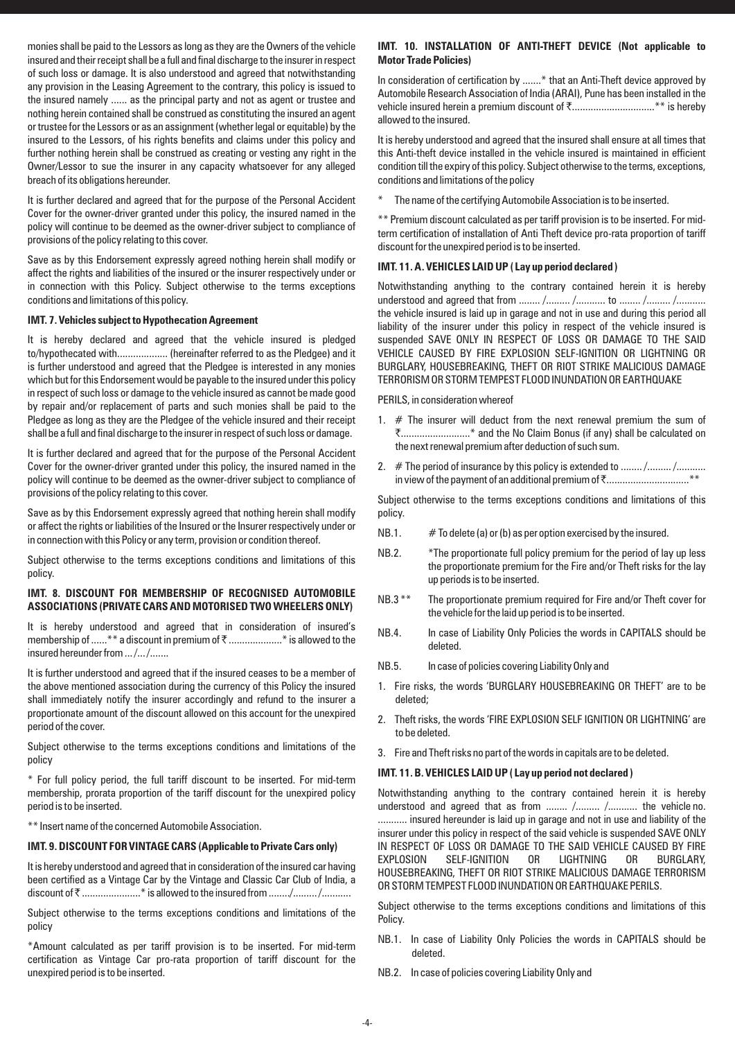monies shall be paid to the Lessors as long as they are the Owners of the vehicle insured and their receipt shall be a full and final discharge to the insurer in respect of such loss or damage. It is also understood and agreed that notwithstanding any provision in the Leasing Agreement to the contrary, this policy is issued to the insured namely ...... as the principal party and not as agent or trustee and nothing herein contained shall be construed as constituting the insured an agent or trustee for the Lessors or as an assignment (whether legal or equitable) by the insured to the Lessors, of his rights benefits and claims under this policy and further nothing herein shall be construed as creating or vesting any right in the Owner/Lessor to sue the insurer in any capacity whatsoever for any alleged breach of its obligations hereunder.

It is further declared and agreed that for the purpose of the Personal Accident Cover for the owner-driver granted under this policy, the insured named in the policy will continue to be deemed as the owner-driver subject to compliance of provisions of the policy relating to this cover.

Save as by this Endorsement expressly agreed nothing herein shall modify or affect the rights and liabilities of the insured or the insurer respectively under or in connection with this Policy. Subject otherwise to the terms exceptions conditions and limitations of this policy.

#### IMT. 7. Vehicles subject to Hypothecation Agreement

It is hereby declared and agreed that the vehicle insured is pledged to/hypothecated with.................. (hereinafter referred to as the Pledgee) and it is further understood and agreed that the Pledgee is interested in any monies which but for this Endorsement would be payable to the insured under this policy in respect of such loss or damage to the vehicle insured as cannot be made good by repair and/or replacement of parts and such monies shall be paid to the Pledgee as long as they are the Pledgee of the vehicle insured and their receipt shall be a full and final discharge to the insurer in respect of such loss or damage.

It is further declared and agreed that for the purpose of the Personal Accident Cover for the owner-driver granted under this policy, the insured named in the policy will continue to be deemed as the owner-driver subject to compliance of provisions of the policy relating to this cover.

Save as by this Endorsement expressly agreed that nothing herein shall modify or affect the rights or liabilities of the Insured or the Insurer respectively under or in connection with this Policy or any term, provision or condition thereof.

Subject otherwise to the terms exceptions conditions and limitations of this policy.

#### IMT. 8. DISCOUNT FOR MEMBERSHIP OF RECOGNISED AUTOMOBILE ASSOCIATIONS (PRIVATE CARS AND MOTORISED TWO WHEELERS ONLY)

It is hereby understood and agreed that in consideration of insured's membership of ......** a discount in premium of ₹ ....................* is allowed to the insured hereunder from ... /... /.......

It is further understood and agreed that if the insured ceases to be a member of the above mentioned association during the currency of this Policy the insured shall immediately notify the insurer accordingly and refund to the insurer a proportionate amount of the discount allowed on this account for the unexpired period of the cover.

Subject otherwise to the terms exceptions conditions and limitations of the policy

* For full policy period, the full tariff discount to be inserted. For mid-term membership, prorata proportion of the tariff discount for the unexpired policy period is to be inserted.

** Insert name of the concerned Automobile Association.

#### IMT. 9. DISCOUNT FOR VINTAGE CARS (Applicable to Private Cars only)

It is hereby understood and agreed that in consideration of the insured car having been certified as a Vintage Car by the Vintage and Classic Car Club of India, a discount of ₹ ......................* is allowed to the insured from ......../........./...........

Subject otherwise to the terms exceptions conditions and limitations of the policy

*Amount calculated as per tariff provision is to be inserted. For mid-term certification as Vintage Car pro-rata proportion of tariff discount for the unexpired period is to be inserted.

#### IMT. 10. INSTALLATION OF ANTI-THEFT DEVICE (Not applicable to Motor Trade Policies)

In consideration of certification by .......* that an Anti-Theft device approved by Automobile Research Association of India (ARAI), Pune has been installed in the vehicle insured herein a premium discount of ₹...............................** is hereby allowed to the insured.

It is hereby understood and agreed that the insured shall ensure at all times that this Anti-theft device installed in the vehicle insured is maintained in efficient condition till the expiry of this policy. Subject otherwise to the terms, exceptions, conditions and limitations of the policy

\* The name of the certifying Automobile Association is to be inserted.

** Premium discount calculated as per tariff provision is to be inserted. For mid-term certification of installation of Anti Theft device pro-rata proportion of tariff discount for the unexpired period is to be inserted.

#### IMT. 11. A. VEHICLES LAID UP ( Lay up period declared )

Notwithstanding anything to the contrary contained herein it is hereby understood and agreed that from ........ /......... /........... to ........ /......... /........... the vehicle insured is laid up in garage and not in use and during this period all liability of the insurer under this policy in respect of the vehicle insured is suspended SAVE ONLY IN RESPECT OF LOSS OR DAMAGE TO THE SAID VEHICLE CAUSED BY FIRE EXPLOSION SELF-IGNITION OR LIGHTNING OR BURGLARY, HOUSEBREAKING, THEFT OR RIOT STRIKE MALICIOUS DAMAGE TERRORISM OR STORM TEMPEST FLOOD INUNDATION OR EARTHQUAKE

PERILS, in consideration whereof

1. # The insurer will deduct from the next renewal premium the sum of ₹..........................* and the No Claim Bonus (if any) shall be calculated on the next renewal premium after deduction of such sum.
2. # The period of insurance by this policy is extended to ........ /......... /........... in view of the payment of an additional premium of ₹...............................**

Subject otherwise to the terms exceptions conditions and limitations of this policy.

NB.1. # To delete (a) or (b) as per option exercised by the insured.

NB.2. *The proportionate full policy premium for the period of lay up less the proportionate premium for the Fire and/or Theft risks for the lay up periods is to be inserted.

NB.3 ** The proportionate premium required for Fire and/or Theft cover for the vehicle for the laid up period is to be inserted.

NB.4. In case of Liability Only Policies the words in CAPITALS should be deleted.

NB.5. In case of policies covering Liability Only and

1. Fire risks, the words 'BURGLARY HOUSEBREAKING OR THEFT' are to be deleted;
2. Theft risks, the words 'FIRE EXPLOSION SELF IGNITION OR LIGHTNING' are to be deleted.
3. Fire and Theft risks no part of the words in capitals are to be deleted.

#### IMT. 11. B. VEHICLES LAID UP ( Lay up period not declared )

Notwithstanding anything to the contrary contained herein it is hereby understood and agreed that as from ........ /......... /........... the vehicle no. ........... insured hereunder is laid up in garage and not in use and liability of the insurer under this policy in respect of the said vehicle is suspended SAVE ONLY IN RESPECT OF LOSS OR DAMAGE TO THE SAID VEHICLE CAUSED BY FIRE EXPLOSION SELF-IGNITION OR LIGHTNING OR BURGLARY, HOUSEBREAKING, THEFT OR RIOT STRIKE MALICIOUS DAMAGE TERRORISM OR STORM TEMPEST FLOOD INUNDATION OR EARTHQUAKE PERILS.

Subject otherwise to the terms exceptions conditions and limitations of this Policy.

NB.1. In case of Liability Only Policies the words in CAPITALS should be deleted.

NB.2. In case of policies covering Liability Only and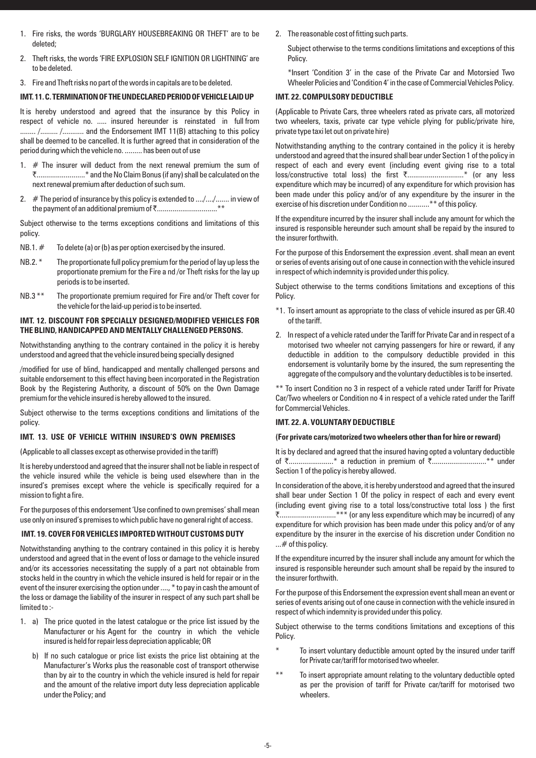1. Fire risks, the words 'BURGLARY HOUSEBREAKING OR THEFT' are to be deleted;
2. Theft risks, the words 'FIRE EXPLOSION SELF IGNITION OR LIGHTNING' are to be deleted.
3. Fire and Theft risks no part of the words in capitals are to be deleted.

**IMT. 11. C. TERMINATION OF THE UNDECLARED PERIOD OF VEHICLE LAID UP**

It is hereby understood and agreed that the insurance by this Policy in respect of vehicle no. ..... insured hereunder is reinstated in full from ........ /......... /........... and the Endorsement IMT 11(B) attaching to this policy shall be deemed to be cancelled. It is further agreed that in consideration of the period during which the vehicle no. ......... has been out of use

1. # The insurer will deduct from the next renewal premium the sum of ₹.........................* and the No Claim Bonus (if any) shall be calculated on the next renewal premium after deduction of such sum.
2. # The period of insurance by this policy is extended to ..../..../....... in view of the payment of an additional premium of ₹..............................**

Subject otherwise to the terms exceptions conditions and limitations of this policy.

NB.1. # To delete (a) or (b) as per option exercised by the insured.

NB.2. * The proportionate full policy premium for the period of lay up less the proportionate premium for the Fire a nd /or Theft risks for the lay up periods is to be inserted.

NB.3 ** The proportionate premium required for Fire and/or Theft cover for the vehicle for the laid-up period is to be inserted.

**IMT. 12. DISCOUNT FOR SPECIALLY DESIGNED/MODIFIED VEHICLES FOR THE BLIND, HANDICAPPED AND MENTALLY CHALLENGED PERSONS.**

Notwithstanding anything to the contrary contained in the policy it is hereby understood and agreed that the vehicle insured being specially designed /modified for use of blind, handicapped and mentally challenged persons and suitable endorsement to this effect having been incorporated in the Registration Book by the Registering Authority, a discount of 50% on the Own Damage premium for the vehicle insured is hereby allowed to the insured.

Subject otherwise to the terms exceptions conditions and limitations of the policy.

**IMT. 13. USE OF VEHICLE WITHIN INSURED'S OWN PREMISES**

(Applicable to all classes except as otherwise provided in the tariff)

It is hereby understood and agreed that the insurer shall not be liable in respect of the vehicle insured while the vehicle is being used elsewhere than in the insured's premises except where the vehicle is specifically required for a mission to fight a fire.

For the purposes of this endorsement 'Use confined to own premises' shall mean use only on insured's premises to which public have no general right of access.

**IMT. 19. COVER FOR VEHICLES IMPORTED WITHOUT CUSTOMS DUTY**

Notwithstanding anything to the contrary contained in this policy it is hereby understood and agreed that in the event of loss or damage to the vehicle insured and/or its accessories necessitating the supply of a part not obtainable from stocks held in the country in which the vehicle insured is held for repair or in the event of the insurer exercising the option under ...., * to pay in cash the amount of the loss or damage the liability of the insurer in respect of any such part shall be limited to :-

1. a) The price quoted in the latest catalogue or the price list issued by the Manufacturer or his Agent for the country in which the vehicle insured is held for repair less depreciation applicable; OR

   b) If no such catalogue or price list exists the price list obtaining at the Manufacturer's Works plus the reasonable cost of transport otherwise than by air to the country in which the vehicle insured is held for repair and the amount of the relative import duty less depreciation applicable under the Policy; and

2. The reasonable cost of fitting such parts.

Subject otherwise to the terms conditions limitations and exceptions of this Policy.

*Insert 'Condition 3' in the case of the Private Car and Motorsied Two Wheeler Policies and 'Condition 4' in the case of Commercial Vehicles Policy.

**IMT. 22. COMPULSORY DEDUCTIBLE**

(Applicable to Private Cars, three wheelers rated as private cars, all motorized two wheelers, taxis, private car type vehicle plying for public/private hire, private type taxi let out on private hire)

Notwithstanding anything to the contrary contained in the policy it is hereby understood and agreed that the insured shall bear under Section 1 of the policy in respect of each and every event (including event giving rise to a total loss/constructive total loss) the first ₹.............................* (or any less expenditure which may be incurred) of any expenditure for which provision has been made under this policy and/or of any expenditure by the insurer in the exercise of his discretion under Condition no ...........** of this policy.

If the expenditure incurred by the insurer shall include any amount for which the insured is responsible hereunder such amount shall be repaid by the insured to the insurer forthwith.

For the purpose of this Endorsement the expression .event. shall mean an event or series of events arising out of one cause in connection with the vehicle insured in respect of which indemnity is provided under this policy.

Subject otherwise to the terms conditions limitations and exceptions of this Policy.

*1. To insert amount as appropriate to the class of vehicle insured as per GR.40 of the tariff.

2. In respect of a vehicle rated under the Tariff for Private Car and in respect of a motorised two wheeler not carrying passengers for hire or reward, if any deductible in addition to the compulsory deductible provided in this endorsement is voluntarily borne by the insured, the sum representing the aggregate of the compulsory and the voluntary deductibles is to be inserted.

** To insert Condition no 3 in respect of a vehicle rated under Tariff for Private Car/Two wheelers or Condition no 4 in respect of a vehicle rated under the Tariff for Commercial Vehicles.

**IMT. 22. A. VOLUNTARY DEDUCTIBLE**

**(For private cars/motorized two wheelers other than for hire or reward)**

It is by declared and agreed that the insured having opted a voluntary deductible of ₹.......................* a reduction in premium of ₹............................** under Section 1 of the policy is hereby allowed.

In consideration of the above, it is hereby understood and agreed that the insured shall bear under Section 1 Of the policy in respect of each and every event (including event giving rise to a total loss/constructive total loss ) the first ₹.............................*** (or any less expenditure which may be incurred) of any expenditure for which provision has been made under this policy and/or of any expenditure by the insurer in the exercise of his discretion under Condition no ...# of this policy.

If the expenditure incurred by the insurer shall include any amount for which the insured is responsible hereunder such amount shall be repaid by the insured to the insurer forthwith.

For the purpose of this Endorsement the expression event shall mean an event or series of events arising out of one cause in connection with the vehicle insured in respect of which indemnity is provided under this policy.

Subject otherwise to the terms conditions limitations and exceptions of this Policy.

\* To insert voluntary deductible amount opted by the insured under tariff for Private car/tariff for motorised two wheeler.

** To insert appropriate amount relating to the voluntary deductible opted as per the provision of tariff for Private car/tariff for motorised two wheelers.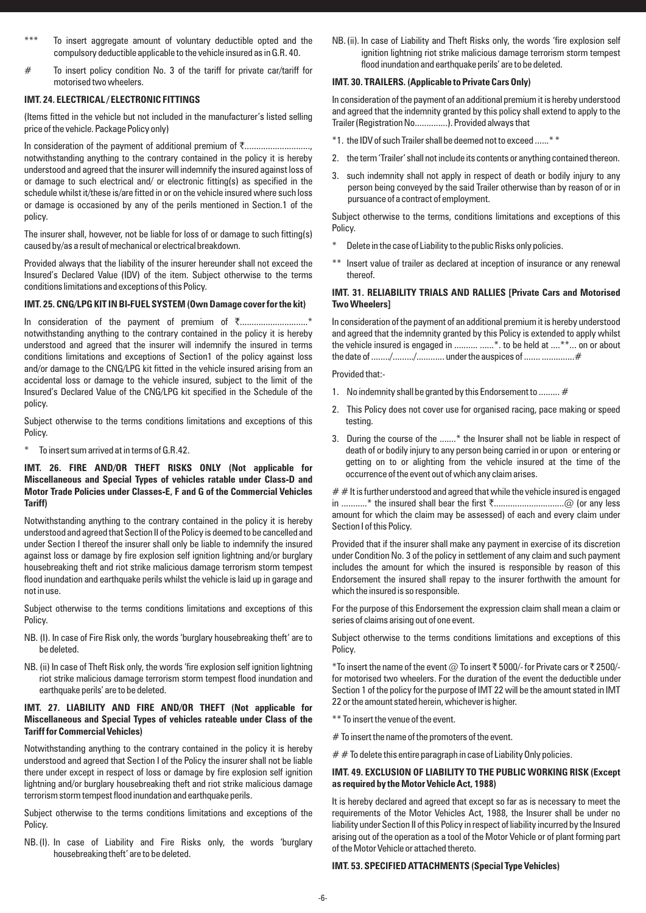*** To insert aggregate amount of voluntary deductible opted and the compulsory deductible applicable to the vehicle insured as in G.R. 40.

# To insert policy condition No. 3 of the tariff for private car/tariff for motorised two wheelers.

**IMT. 24. ELECTRICAL / ELECTRONIC FITTINGS**

(Items fitted in the vehicle but not included in the manufacturer's listed selling price of the vehicle. Package Policy only)

In consideration of the payment of additional premium of ₹..........................., notwithstanding anything to the contrary contained in the policy it is hereby understood and agreed that the insurer will indemnify the insured against loss of or damage to such electrical and/ or electronic fitting(s) as specified in the schedule whilst it/these is/are fitted in or on the vehicle insured where such loss or damage is occasioned by any of the perils mentioned in Section.1 of the policy.

The insurer shall, however, not be liable for loss of or damage to such fitting(s) caused by/as a result of mechanical or electrical breakdown.

Provided always that the liability of the insurer hereunder shall not exceed the Insured's Declared Value (IDV) of the item. Subject otherwise to the terms conditions limitations and exceptions of this Policy.

**IMT. 25. CNG/LPG KIT IN BI-FUEL SYSTEM (Own Damage cover for the kit)**

In consideration of the payment of premium of ₹............................* notwithstanding anything to the contrary contained in the policy it is hereby understood and agreed that the insurer will indemnify the insured in terms conditions limitations and exceptions of Section1 of the policy against loss and/or damage to the CNG/LPG kit fitted in the vehicle insured arising from an accidental loss or damage to the vehicle insured, subject to the limit of the Insured's Declared Value of the CNG/LPG kit specified in the Schedule of the policy.

Subject otherwise to the terms conditions limitations and exceptions of this Policy.

\* To insert sum arrived at in terms of G.R.42.

**IMT. 26. FIRE AND/OR THEFT RISKS ONLY (Not applicable for Miscellaneous and Special Types of vehicles ratable under Class-D and Motor Trade Policies under Classes-E, F and G of the Commercial Vehicles Tariff)**

Notwithstanding anything to the contrary contained in the policy it is hereby understood and agreed that Section II of the Policy is deemed to be cancelled and under Section I thereof the insurer shall only be liable to indemnify the insured against loss or damage by fire explosion self ignition lightning and/or burglary housebreaking theft and riot strike malicious damage terrorism storm tempest flood inundation and earthquake perils whilst the vehicle is laid up in garage and not in use.

Subject otherwise to the terms conditions limitations and exceptions of this Policy.

NB. (I). In case of Fire Risk only, the words 'burglary housebreaking theft' are to be deleted.

NB. (ii) In case of Theft Risk only, the words 'fire explosion self ignition lightning riot strike malicious damage terrorism storm tempest flood inundation and earthquake perils' are to be deleted.

**IMT. 27. LIABILITY AND FIRE AND/OR THEFT (Not applicable for Miscellaneous and Special Types of vehicles rateable under Class of the Tariff for Commercial Vehicles)**

Notwithstanding anything to the contrary contained in the policy it is hereby understood and agreed that Section I of the Policy the insurer shall not be liable there under except in respect of loss or damage by fire explosion self ignition lightning and/or burglary housebreaking theft and riot strike malicious damage terrorism storm tempest flood inundation and earthquake perils.

Subject otherwise to the terms conditions limitations and exceptions of the Policy.

NB. (I). In case of Liability and Fire Risks only, the words 'burglary housebreaking theft' are to be deleted.

NB. (ii). In case of Liability and Theft Risks only, the words 'fire explosion self ignition lightning riot strike malicious damage terrorism storm tempest flood inundation and earthquake perils' are to be deleted.

**IMT. 30. TRAILERS. (Applicable to Private Cars Only)**

In consideration of the payment of an additional premium it is hereby understood and agreed that the indemnity granted by this policy shall extend to apply to the Trailer (Registration No.............). Provided always that

*1. the IDV of such Trailer shall be deemed not to exceed ......* *

2. the term 'Trailer' shall not include its contents or anything contained thereon.

3. such indemnity shall not apply in respect of death or bodily injury to any person being conveyed by the said Trailer otherwise than by reason of or in pursuance of a contract of employment.

Subject otherwise to the terms, conditions limitations and exceptions of this Policy.

\* Delete in the case of Liability to the public Risks only policies.

** Insert value of trailer as declared at inception of insurance or any renewal thereof.

**IMT. 31. RELIABILITY TRIALS AND RALLIES [Private Cars and Motorised Two Wheelers]**

In consideration of the payment of an additional premium it is hereby understood and agreed that the indemnity granted by this Policy is extended to apply whilst the vehicle insured is engaged in .......... ......*. to be held at ....**... on or about the date of ......../........./............ under the auspices of ....... ..............#

Provided that:-

1. No indemnity shall be granted by this Endorsement to ......... #

2. This Policy does not cover use for organised racing, pace making or speed testing.

3. During the course of the .......* the Insurer shall not be liable in respect of death of or bodily injury to any person being carried in or upon or entering or getting on to or alighting from the vehicle insured at the time of the occurrence of the event out of which any claim arises.

# # It is further understood and agreed that while the vehicle insured is engaged in ...........* the insured shall bear the first ₹.............................@ (or any less amount for which the claim may be assessed) of each and every claim under Section I of this Policy.

Provided that if the insurer shall make any payment in exercise of its discretion under Condition No. 3 of the policy in settlement of any claim and such payment includes the amount for which the insured is responsible by reason of this Endorsement the insured shall repay to the insurer forthwith the amount for which the insured is so responsible.

For the purpose of this Endorsement the expression claim shall mean a claim or series of claims arising out of one event.

Subject otherwise to the terms conditions limitations and exceptions of this Policy.

*To insert the name of the event @ To insert ₹ 5000/- for Private cars or ₹ 2500/- for motorised two wheelers. For the duration of the event the deductible under Section 1 of the policy for the purpose of IMT 22 will be the amount stated in IMT 22 or the amount stated herein, whichever is higher.

** To insert the venue of the event.

# To insert the name of the promoters of the event.

# # To delete this entire paragraph in case of Liability Only policies.

**IMT. 49. EXCLUSION OF LIABILITY TO THE PUBLIC WORKING RISK (Except as required by the Motor Vehicle Act, 1988)**

It is hereby declared and agreed that except so far as is necessary to meet the requirements of the Motor Vehicles Act, 1988, the Insurer shall be under no liability under Section II of this Policy in respect of liability incurred by the Insured arising out of the operation as a tool of the Motor Vehicle or of plant forming part of the Motor Vehicle or attached thereto.

**IMT. 53. SPECIFIED ATTACHMENTS (Special Type Vehicles)**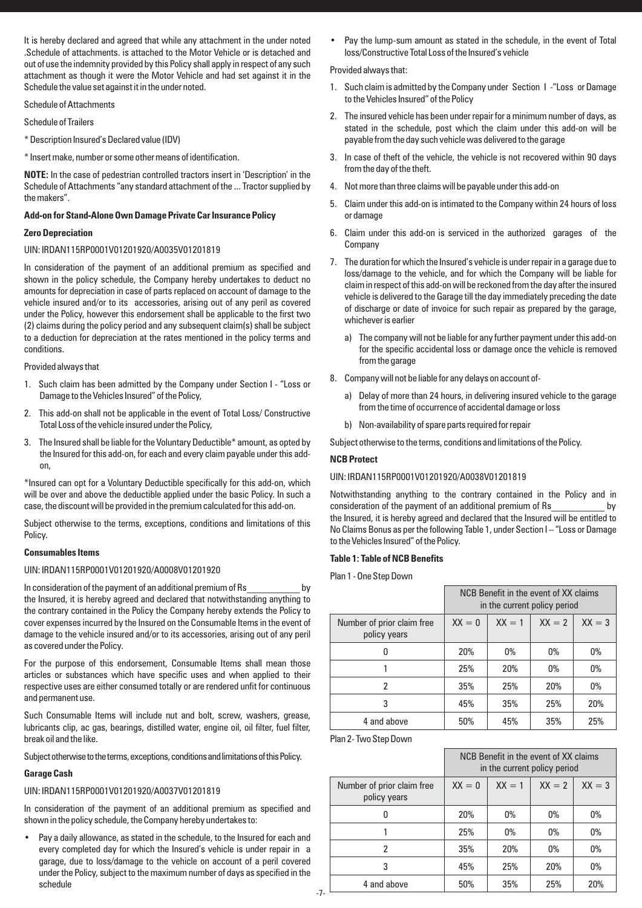It is hereby declared and agreed that while any attachment in the under noted .Schedule of attachments. is attached to the Motor Vehicle or is detached and out of use the indemnity provided by this Policy shall apply in respect of any such attachment as though it were the Motor Vehicle and had set against it in the Schedule the value set against it in the under noted.

Schedule of Attachments

Schedule of Trailers

* Description Insured's Declared value (IDV)

* Insert make, number or some other means of identification.

**NOTE:** In the case of pedestrian controlled tractors insert in 'Description' in the Schedule of Attachments "any standard attachment of the ... Tractor supplied by the makers".

**Add-on for Stand-Alone Own Damage Private Car Insurance Policy**

**Zero Depreciation**

UIN: IRDAN115RP0001V01201920/A0035V01201819

In consideration of the payment of an additional premium as specified and shown in the policy schedule, the Company hereby undertakes to deduct no amounts for depreciation in case of parts replaced on account of damage to the vehicle insured and/or to its accessories, arising out of any peril as covered under the Policy, however this endorsement shall be applicable to the first two (2) claims during the policy period and any subsequent claim(s) shall be subject to a deduction for depreciation at the rates mentioned in the policy terms and conditions.

Provided always that

1. Such claim has been admitted by the Company under Section I - "Loss or Damage to the Vehicles Insured" of the Policy,
2. This add-on shall not be applicable in the event of Total Loss/ Constructive Total Loss of the vehicle insured under the Policy,
3. The Insured shall be liable for the Voluntary Deductible* amount, as opted by the Insured for this add-on, for each and every claim payable under this add-on,

*Insured can opt for a Voluntary Deductible specifically for this add-on, which will be over and above the deductible applied under the basic Policy. In such a case, the discount will be provided in the premium calculated for this add-on.

Subject otherwise to the terms, exceptions, conditions and limitations of this Policy.

**Consumables Items**

UIN: IRDAN115RP0001V01201920/A0008V01201920

In consideration of the payment of an additional premium of Rs____________ by the Insured, it is hereby agreed and declared that notwithstanding anything to the contrary contained in the Policy the Company hereby extends the Policy to cover expenses incurred by the Insured on the Consumable Items in the event of damage to the vehicle insured and/or to its accessories, arising out of any peril as covered under the Policy.

For the purpose of this endorsement, Consumable Items shall mean those articles or substances which have specific uses and when applied to their respective uses are either consumed totally or are rendered unfit for continuous and permanent use.

Such Consumable Items will include nut and bolt, screw, washers, grease, lubricants clip, ac gas, bearings, distilled water, engine oil, oil filter, fuel filter, break oil and the like.

Subject otherwise to the terms, exceptions, conditions and limitations of this Policy.

**Garage Cash**

UIN: IRDAN115RP0001V01201920/A0037V01201819

In consideration of the payment of an additional premium as specified and shown in the policy schedule, the Company hereby undertakes to:

- Pay a daily allowance, as stated in the schedule, to the Insured for each and every completed day for which the Insured's vehicle is under repair in a garage, due to loss/damage to the vehicle on account of a peril covered under the Policy, subject to the maximum number of days as specified in the schedule
- Pay the lump-sum amount as stated in the schedule, in the event of Total loss/Constructive Total Loss of the Insured's vehicle

Provided always that:

1. Such claim is admitted by the Company under Section I -"Loss or Damage to the Vehicles Insured" of the Policy
2. The insured vehicle has been under repair for a minimum number of days, as stated in the schedule, post which the claim under this add-on will be payable from the day such vehicle was delivered to the garage
3. In case of theft of the vehicle, the vehicle is not recovered within 90 days from the day of the theft.
4. Not more than three claims will be payable under this add-on
5. Claim under this add-on is intimated to the Company within 24 hours of loss or damage
6. Claim under this add-on is serviced in the authorized garages of the Company
7. The duration for which the Insured's vehicle is under repair in a garage due to loss/damage to the vehicle, and for which the Company will be liable for claim in respect of this add-on will be reckoned from the day after the insured vehicle is delivered to the Garage till the day immediately preceding the date of discharge or date of invoice for such repair as prepared by the garage, whichever is earlier
   a) The company will not be liable for any further payment under this add-on for the specific accidental loss or damage once the vehicle is removed from the garage
8. Company will not be liable for any delays on account of-
   a) Delay of more than 24 hours, in delivering insured vehicle to the garage from the time of occurrence of accidental damage or loss
   b) Non-availability of spare parts required for repair

Subject otherwise to the terms, conditions and limitations of the Policy.

**NCB Protect**

UIN: IRDAN115RP0001V01201920/A0038V01201819

Notwithstanding anything to the contrary contained in the Policy and in consideration of the payment of an additional premium of Rs____________ by the Insured, it is hereby agreed and declared that the Insured will be entitled to No Claims Bonus as per the following Table 1, under Section I – "Loss or Damage to the Vehicles Insured" of the Policy.

**Table 1: Table of NCB Benefits**

Plan 1 - One Step Down

| | NCB Benefit in the event of XX claims in the current policy period | | | |
|---|---|---|---|---|
| Number of prior claim free policy years | XX = 0 | XX = 1 | XX = 2 | XX = 3 |
| 0 | 20% | 0% | 0% | 0% |
| 1 | 25% | 20% | 0% | 0% |
| 2 | 35% | 25% | 20% | 0% |
| 3 | 45% | 35% | 25% | 20% |
| 4 and above | 50% | 45% | 35% | 25% |

Plan 2- Two Step Down

| | NCB Benefit in the event of XX claims in the current policy period | | | |
|---|---|---|---|---|
| Number of prior claim free policy years | XX = 0 | XX = 1 | XX = 2 | XX = 3 |
| 0 | 20% | 0% | 0% | 0% |
| 1 | 25% | 0% | 0% | 0% |
| 2 | 35% | 20% | 0% | 0% |
| 3 | 45% | 25% | 20% | 0% |
| 4 and above | 50% | 35% | 25% | 20% |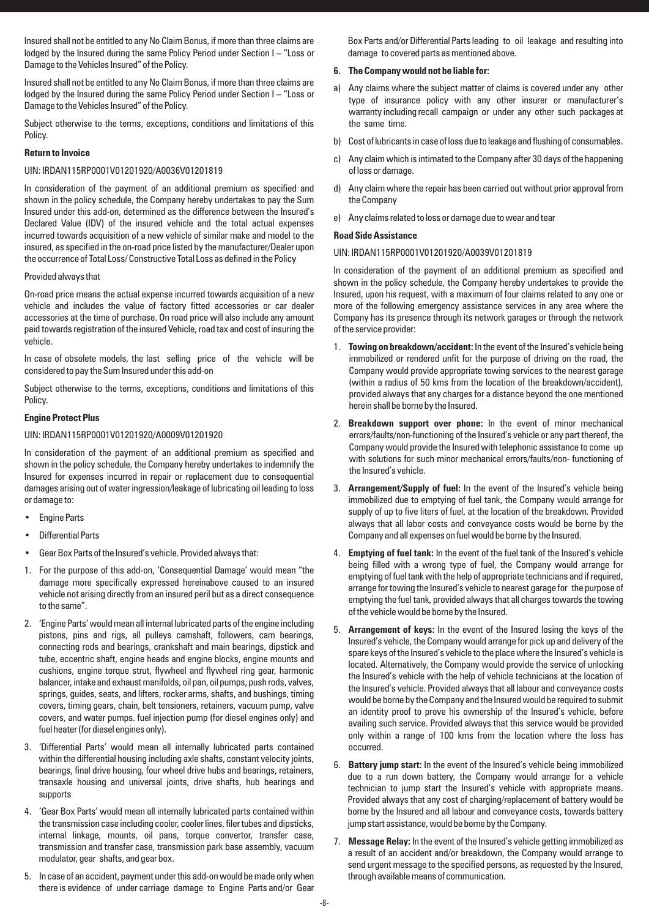Insured shall not be entitled to any No Claim Bonus, if more than three claims are lodged by the Insured during the same Policy Period under Section I – "Loss or Damage to the Vehicles Insured" of the Policy.

Insured shall not be entitled to any No Claim Bonus, if more than three claims are lodged by the Insured during the same Policy Period under Section I – "Loss or Damage to the Vehicles Insured" of the Policy.

Subject otherwise to the terms, exceptions, conditions and limitations of this Policy.

**Return to Invoice**

UIN: IRDAN115RP0001V01201920/A0036V01201819

In consideration of the payment of an additional premium as specified and shown in the policy schedule, the Company hereby undertakes to pay the Sum Insured under this add-on, determined as the difference between the Insured's Declared Value (IDV) of the insured vehicle and the total actual expenses incurred towards acquisition of a new vehicle of similar make and model to the insured, as specified in the on-road price listed by the manufacturer/Dealer upon the occurrence of Total Loss/ Constructive Total Loss as defined in the Policy

Provided always that

On-road price means the actual expense incurred towards acquisition of a new vehicle and includes the value of factory fitted accessories or car dealer accessories at the time of purchase. On road price will also include any amount paid towards registration of the insured Vehicle, road tax and cost of insuring the vehicle.

In case of obsolete models, the last selling price of the vehicle will be considered to pay the Sum Insured under this add-on

Subject otherwise to the terms, exceptions, conditions and limitations of this Policy.

**Engine Protect Plus**

UIN: IRDAN115RP0001V01201920/A0009V01201920

In consideration of the payment of an additional premium as specified and shown in the policy schedule, the Company hereby undertakes to indemnify the Insured for expenses incurred in repair or replacement due to consequential damages arising out of water ingression/leakage of lubricating oil leading to loss or damage to:

- Engine Parts
- Differential Parts
- Gear Box Parts of the Insured's vehicle. Provided always that:

1. For the purpose of this add-on, 'Consequential Damage' would mean "the damage more specifically expressed hereinabove caused to an insured vehicle not arising directly from an insured peril but as a direct consequence to the same".
2. 'Engine Parts' would mean all internal lubricated parts of the engine including pistons, pins and rigs, all pulleys camshaft, followers, cam bearings, connecting rods and bearings, crankshaft and main bearings, dipstick and tube, eccentric shaft, engine heads and engine blocks, engine mounts and cushions, engine torque strut, flywheel and flywheel ring gear, harmonic balancer, intake and exhaust manifolds, oil pan, oil pumps, push rods, valves, springs, guides, seats, and lifters, rocker arms, shafts, and bushings, timing covers, timing gears, chain, belt tensioners, retainers, vacuum pump, valve covers, and water pumps. fuel injection pump (for diesel engines only) and fuel heater (for diesel engines only).
3. 'Differential Parts' would mean all internally lubricated parts contained within the differential housing including axle shafts, constant velocity joints, bearings, final drive housing, four wheel drive hubs and bearings, retainers, transaxle housing and universal joints, drive shafts, hub bearings and supports
4. 'Gear Box Parts' would mean all internally lubricated parts contained within the transmission case including cooler, cooler lines, filer tubes and dipsticks, internal linkage, mounts, oil pans, torque convertor, transfer case, transmission and transfer case, transmission park base assembly, vacuum modulator, gear shafts, and gear box.
5. In case of an accident, payment under this add-on would be made only when there is evidence of under carriage damage to Engine Parts and/or Gear Box Parts and/or Differential Parts leading to oil leakage and resulting into damage to covered parts as mentioned above.
6. **The Company would not be liable for:**

a) Any claims where the subject matter of claims is covered under any other type of insurance policy with any other insurer or manufacturer's warranty including recall campaign or under any other such packages at the same time.

b) Cost of lubricants in case of loss due to leakage and flushing of consumables.

c) Any claim which is intimated to the Company after 30 days of the happening of loss or damage.

d) Any claim where the repair has been carried out without prior approval from the Company

e) Any claims related to loss or damage due to wear and tear

**Road Side Assistance**

UIN: IRDAN115RP0001V01201920/A0039V01201819

In consideration of the payment of an additional premium as specified and shown in the policy schedule, the Company hereby undertakes to provide the Insured, upon his request, with a maximum of four claims related to any one or more of the following emergency assistance services in any area where the Company has its presence through its network garages or through the network of the service provider:

1. **Towing on breakdown/accident:** In the event of the Insured's vehicle being immobilized or rendered unfit for the purpose of driving on the road, the Company would provide appropriate towing services to the nearest garage (within a radius of 50 kms from the location of the breakdown/accident), provided always that any charges for a distance beyond the one mentioned herein shall be borne by the Insured.
2. **Breakdown support over phone:** In the event of minor mechanical errors/faults/non-functioning of the Insured's vehicle or any part thereof, the Company would provide the Insured with telephonic assistance to come up with solutions for such minor mechanical errors/faults/non- functioning of the Insured's vehicle.
3. **Arrangement/Supply of fuel:** In the event of the Insured's vehicle being immobilized due to emptying of fuel tank, the Company would arrange for supply of up to five liters of fuel, at the location of the breakdown. Provided always that all labor costs and conveyance costs would be borne by the Company and all expenses on fuel would be borne by the Insured.
4. **Emptying of fuel tank:** In the event of the fuel tank of the Insured's vehicle being filled with a wrong type of fuel, the Company would arrange for emptying of fuel tank with the help of appropriate technicians and if required, arrange for towing the Insured's vehicle to nearest garage for the purpose of emptying the fuel tank, provided always that all charges towards the towing of the vehicle would be borne by the Insured.
5. **Arrangement of keys:** In the event of the Insured losing the keys of the Insured's vehicle, the Company would arrange for pick up and delivery of the spare keys of the Insured's vehicle to the place where the Insured's vehicle is located. Alternatively, the Company would provide the service of unlocking the Insured's vehicle with the help of vehicle technicians at the location of the Insured's vehicle. Provided always that all labour and conveyance costs would be borne by the Company and the Insured would be required to submit an identity proof to prove his ownership of the Insured's vehicle, before availing such service. Provided always that this service would be provided only within a range of 100 kms from the location where the loss has occurred.
6. **Battery jump start:** In the event of the Insured's vehicle being immobilized due to a run down battery, the Company would arrange for a vehicle technician to jump start the Insured's vehicle with appropriate means. Provided always that any cost of charging/replacement of battery would be borne by the Insured and all labour and conveyance costs, towards battery jump start assistance, would be borne by the Company.
7. **Message Relay:** In the event of the Insured's vehicle getting immobilized as a result of an accident and/or breakdown, the Company would arrange to send urgent message to the specified persons, as requested by the Insured, through available means of communication.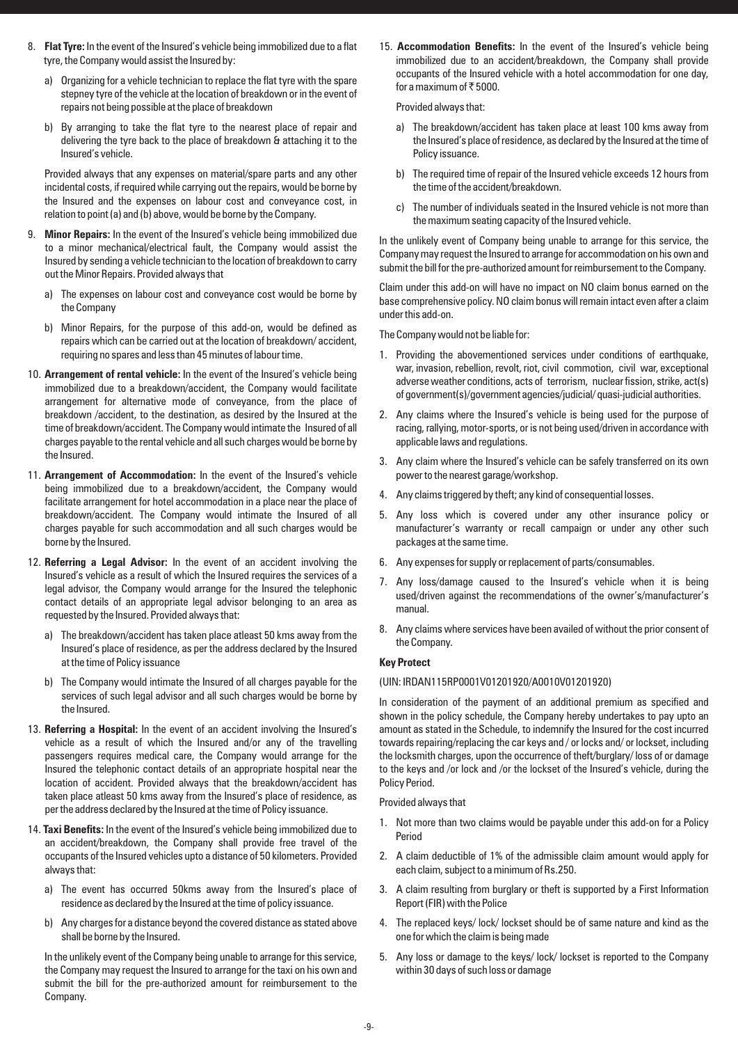8. **Flat Tyre:** In the event of the Insured's vehicle being immobilized due to a flat tyre, the Company would assist the Insured by:

   a) Organizing for a vehicle technician to replace the flat tyre with the spare stepney tyre of the vehicle at the location of breakdown or in the event of repairs not being possible at the place of breakdown

   b) By arranging to take the flat tyre to the nearest place of repair and delivering the tyre back to the place of breakdown & attaching it to the Insured's vehicle.

   Provided always that any expenses on material/spare parts and any other incidental costs, if required while carrying out the repairs, would be borne by the Insured and the expenses on labour cost and conveyance cost, in relation to point (a) and (b) above, would be borne by the Company.

9. **Minor Repairs:** In the event of the Insured's vehicle being immobilized due to a minor mechanical/electrical fault, the Company would assist the Insured by sending a vehicle technician to the location of breakdown to carry out the Minor Repairs. Provided always that

   a) The expenses on labour cost and conveyance cost would be borne by the Company

   b) Minor Repairs, for the purpose of this add-on, would be defined as repairs which can be carried out at the location of breakdown/ accident, requiring no spares and less than 45 minutes of labour time.

10. **Arrangement of rental vehicle:** In the event of the Insured's vehicle being immobilized due to a breakdown/accident, the Company would facilitate arrangement for alternative mode of conveyance, from the place of breakdown /accident, to the destination, as desired by the Insured at the time of breakdown/accident. The Company would intimate the Insured of all charges payable to the rental vehicle and all such charges would be borne by the Insured.

11. **Arrangement of Accommodation:** In the event of the Insured's vehicle being immobilized due to a breakdown/accident, the Company would facilitate arrangement for hotel accommodation in a place near the place of breakdown/accident. The Company would intimate the Insured of all charges payable for such accommodation and all such charges would be borne by the Insured.

12. **Referring a Legal Advisor:** In the event of an accident involving the Insured's vehicle as a result of which the Insured requires the services of a legal advisor, the Company would arrange for the Insured the telephonic contact details of an appropriate legal advisor belonging to an area as requested by the Insured. Provided always that:

    a) The breakdown/accident has taken place atleast 50 kms away from the Insured's place of residence, as per the address declared by the Insured at the time of Policy issuance

    b) The Company would intimate the Insured of all charges payable for the services of such legal advisor and all such charges would be borne by the Insured.

13. **Referring a Hospital:** In the event of an accident involving the Insured's vehicle as a result of which the Insured and/or any of the travelling passengers requires medical care, the Company would arrange for the Insured the telephonic contact details of an appropriate hospital near the location of accident. Provided always that the breakdown/accident has taken place atleast 50 kms away from the Insured's place of residence, as per the address declared by the Insured at the time of Policy issuance.

14. **Taxi Benefits:** In the event of the Insured's vehicle being immobilized due to an accident/breakdown, the Company shall provide free travel of the occupants of the Insured vehicles upto a distance of 50 kilometers. Provided always that:

    a) The event has occurred 50kms away from the Insured's place of residence as declared by the Insured at the time of policy issuance.

    b) Any charges for a distance beyond the covered distance as stated above shall be borne by the Insured.

    In the unlikely event of the Company being unable to arrange for this service, the Company may request the Insured to arrange for the taxi on his own and submit the bill for the pre-authorized amount for reimbursement to the Company.

15. **Accommodation Benefits:** In the event of the Insured's vehicle being immobilized due to an accident/breakdown, the Company shall provide occupants of the Insured vehicle with a hotel accommodation for one day, for a maximum of ₹ 5000.

    Provided always that:

    a) The breakdown/accident has taken place at least 100 kms away from the Insured's place of residence, as declared by the Insured at the time of Policy issuance.

    b) The required time of repair of the Insured vehicle exceeds 12 hours from the time of the accident/breakdown.

    c) The number of individuals seated in the Insured vehicle is not more than the maximum seating capacity of the Insured vehicle.

In the unlikely event of Company being unable to arrange for this service, the Company may request the Insured to arrange for accommodation on his own and submit the bill for the pre-authorized amount for reimbursement to the Company.

Claim under this add-on will have no impact on NO claim bonus earned on the base comprehensive policy. NO claim bonus will remain intact even after a claim under this add-on.

The Company would not be liable for:

1. Providing the abovementioned services under conditions of earthquake, war, invasion, rebellion, revolt, riot, civil commotion, civil war, exceptional adverse weather conditions, acts of terrorism, nuclear fission, strike, act(s) of government(s)/government agencies/judicial/ quasi-judicial authorities.
2. Any claims where the Insured's vehicle is being used for the purpose of racing, rallying, motor-sports, or is not being used/driven in accordance with applicable laws and regulations.
3. Any claim where the Insured's vehicle can be safely transferred on its own power to the nearest garage/workshop.
4. Any claims triggered by theft; any kind of consequential losses.
5. Any loss which is covered under any other insurance policy or manufacturer's warranty or recall campaign or under any other such packages at the same time.
6. Any expenses for supply or replacement of parts/consumables.
7. Any loss/damage caused to the Insured's vehicle when it is being used/driven against the recommendations of the owner's/manufacturer's manual.
8. Any claims where services have been availed of without the prior consent of the Company.

**Key Protect**

(UIN: IRDAN115RP0001V01201920/A0010V01201920)

In consideration of the payment of an additional premium as specified and shown in the policy schedule, the Company hereby undertakes to pay upto an amount as stated in the Schedule, to indemnify the Insured for the cost incurred towards repairing/replacing the car keys and / or locks and/ or lockset, including the locksmith charges, upon the occurrence of theft/burglary/ loss of or damage to the keys and /or lock and /or the lockset of the Insured's vehicle, during the Policy Period.

Provided always that

1. Not more than two claims would be payable under this add-on for a Policy Period
2. A claim deductible of 1% of the admissible claim amount would apply for each claim, subject to a minimum of Rs.250.
3. A claim resulting from burglary or theft is supported by a First Information Report (FIR) with the Police
4. The replaced keys/ lock/ lockset should be of same nature and kind as the one for which the claim is being made
5. Any loss or damage to the keys/ lock/ lockset is reported to the Company within 30 days of such loss or damage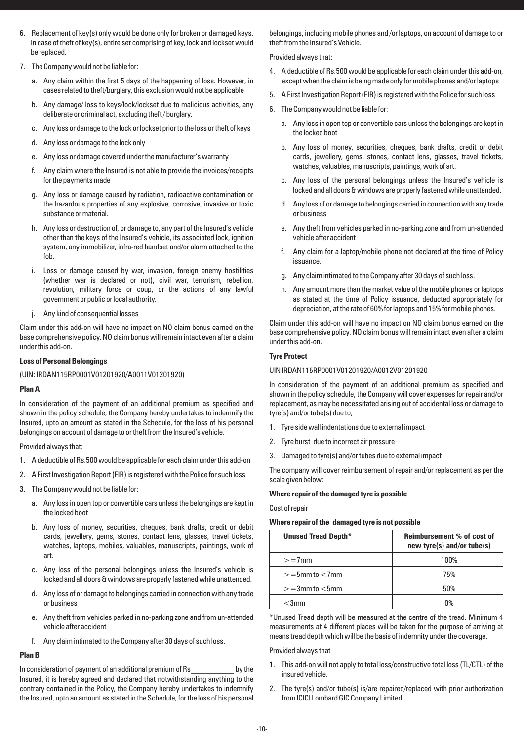6. Replacement of key(s) only would be done only for broken or damaged keys. In case of theft of key(s), entire set comprising of key, lock and lockset would be replaced.
7. The Company would not be liable for:
   a. Any claim within the first 5 days of the happening of loss. However, in cases related to theft/burglary, this exclusion would not be applicable
   b. Any damage/ loss to keys/lock/lockset due to malicious activities, any deliberate or criminal act, excluding theft / burglary.
   c. Any loss or damage to the lock or lockset prior to the loss or theft of keys
   d. Any loss or damage to the lock only
   e. Any loss or damage covered under the manufacturer's warranty
   f. Any claim where the Insured is not able to provide the invoices/receipts for the payments made
   g. Any loss or damage caused by radiation, radioactive contamination or the hazardous properties of any explosive, corrosive, invasive or toxic substance or material.
   h. Any loss or destruction of, or damage to, any part of the Insured's vehicle other than the keys of the Insured's vehicle, its associated lock, ignition system, any immobilizer, infra-red handset and/or alarm attached to the fob.
   i. Loss or damage caused by war, invasion, foreign enemy hostilities (whether war is declared or not), civil war, terrorism, rebellion, revolution, military force or coup, or the actions of any lawful government or public or local authority.
   j. Any kind of consequential losses

Claim under this add-on will have no impact on NO claim bonus earned on the base comprehensive policy. NO claim bonus will remain intact even after a claim under this add-on.

**Loss of Personal Belongings**

(UIN: IRDAN115RP0001V01201920/A0011V01201920)

**Plan A**

In consideration of the payment of an additional premium as specified and shown in the policy schedule, the Company hereby undertakes to indemnify the Insured, upto an amount as stated in the Schedule, for the loss of his personal belongings on account of damage to or theft from the Insured's vehicle.

Provided always that:

1. A deductible of Rs.500 would be applicable for each claim under this add-on
2. A First Investigation Report (FIR) is registered with the Police for such loss
3. The Company would not be liable for:
   a. Any loss in open top or convertible cars unless the belongings are kept in the locked boot
   b. Any loss of money, securities, cheques, bank drafts, credit or debit cards, jewellery, gems, stones, contact lens, glasses, travel tickets, watches, laptops, mobiles, valuables, manuscripts, paintings, work of art.
   c. Any loss of the personal belongings unless the Insured's vehicle is locked and all doors & windows are properly fastened while unattended.
   d. Any loss of or damage to belongings carried in connection with any trade or business
   e. Any theft from vehicles parked in no-parking zone and from un-attended vehicle after accident
   f. Any claim intimated to the Company after 30 days of such loss.

**Plan B**

In consideration of payment of an additional premium of Rs____________ by the Insured, it is hereby agreed and declared that notwithstanding anything to the contrary contained in the Policy, the Company hereby undertakes to indemnify the Insured, upto an amount as stated in the Schedule, for the loss of his personal belongings, including mobile phones and /or laptops, on account of damage to or theft from the Insured's Vehicle.

Provided always that:

4. A deductible of Rs.500 would be applicable for each claim under this add-on, except when the claim is being made only for mobile phones and/or laptops
5. A First Investigation Report (FIR) is registered with the Police for such loss
6. The Company would not be liable for:
   a. Any loss in open top or convertible cars unless the belongings are kept in the locked boot
   b. Any loss of money, securities, cheques, bank drafts, credit or debit cards, jewellery, gems, stones, contact lens, glasses, travel tickets, watches, valuables, manuscripts, paintings, work of art.
   c. Any loss of the personal belongings unless the Insured's vehicle is locked and all doors & windows are properly fastened while unattended.
   d. Any loss of or damage to belongings carried in connection with any trade or business
   e. Any theft from vehicles parked in no-parking zone and from un-attended vehicle after accident
   f. Any claim for a laptop/mobile phone not declared at the time of Policy issuance.
   g. Any claim intimated to the Company after 30 days of such loss.
   h. Any amount more than the market value of the mobile phones or laptops as stated at the time of Policy issuance, deducted appropriately for depreciation, at the rate of 60% for laptops and 15% for mobile phones.

Claim under this add-on will have no impact on NO claim bonus earned on the base comprehensive policy. NO claim bonus will remain intact even after a claim under this add-on.

**Tyre Protect**

UIN IRDAN115RP0001V01201920/A0012V01201920

In consideration of the payment of an additional premium as specified and shown in the policy schedule, the Company will cover expenses for repair and/or replacement, as may be necessitated arising out of accidental loss or damage to tyre(s) and/or tube(s) due to,

1. Tyre side wall indentations due to external impact
2. Tyre burst due to incorrect air pressure
3. Damaged to tyre(s) and/or tubes due to external impact

The company will cover reimbursement of repair and/or replacement as per the scale given below:

**Where repair of the damaged tyre is possible**

Cost of repair

**Where repair of the damaged tyre is not possible**

| Unused Tread Depth* | Reimbursement % of cost of new tyre(s) and/or tube(s) |
|---|---|
| >=7mm | 100% |
| >=5mm to <7mm | 75% |
| >=3mm to <5mm | 50% |
| <3mm | 0% |

*Unused Tread depth will be measured at the centre of the tread. Minimum 4 measurements at 4 different places will be taken for the purpose of arriving at means tread depth which will be the basis of indemnity under the coverage.

Provided always that

1. This add-on will not apply to total loss/constructive total loss (TL/CTL) of the insured vehicle.
2. The tyre(s) and/or tube(s) is/are repaired/replaced with prior authorization from ICICI Lombard GIC Company Limited.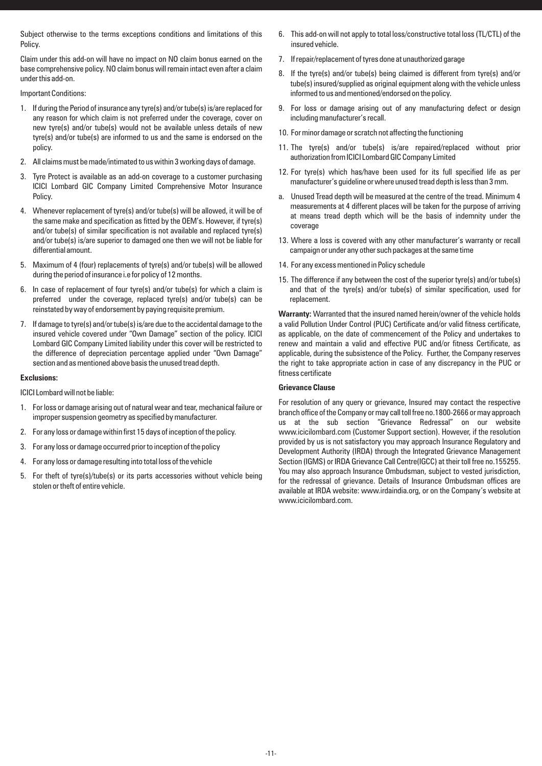Subject otherwise to the terms exceptions conditions and limitations of this Policy.

Claim under this add-on will have no impact on NO claim bonus earned on the base comprehensive policy. NO claim bonus will remain intact even after a claim under this add-on.

Important Conditions:

1. If during the Period of insurance any tyre(s) and/or tube(s) is/are replaced for any reason for which claim is not preferred under the coverage, cover on new tyre(s) and/or tube(s) would not be available unless details of new tyre(s) and/or tube(s) are informed to us and the same is endorsed on the policy.
2. All claims must be made/intimated to us within 3 working days of damage.
3. Tyre Protect is available as an add-on coverage to a customer purchasing ICICI Lombard GIC Company Limited Comprehensive Motor Insurance Policy.
4. Whenever replacement of tyre(s) and/or tube(s) will be allowed, it will be of the same make and specification as fitted by the OEM's. However, if tyre(s) and/or tube(s) of similar specification is not available and replaced tyre(s) and/or tube(s) is/are superior to damaged one then we will not be liable for differential amount.
5. Maximum of 4 (four) replacements of tyre(s) and/or tube(s) will be allowed during the period of insurance i.e for policy of 12 months.
6. In case of replacement of four tyre(s) and/or tube(s) for which a claim is preferred under the coverage, replaced tyre(s) and/or tube(s) can be reinstated by way of endorsement by paying requisite premium.
7. If damage to tyre(s) and/or tube(s) is/are due to the accidental damage to the insured vehicle covered under "Own Damage" section of the policy. ICICI Lombard GIC Company Limited liability under this cover will be restricted to the difference of depreciation percentage applied under "Own Damage" section and as mentioned above basis the unused tread depth.

**Exclusions:**

ICICI Lombard will not be liable:

1. For loss or damage arising out of natural wear and tear, mechanical failure or improper suspension geometry as specified by manufacturer.
2. For any loss or damage within first 15 days of inception of the policy.
3. For any loss or damage occurred prior to inception of the policy
4. For any loss or damage resulting into total loss of the vehicle
5. For theft of tyre(s)/tube(s) or its parts accessories without vehicle being stolen or theft of entire vehicle.
6. This add-on will not apply to total loss/constructive total loss (TL/CTL) of the insured vehicle.
7. If repair/replacement of tyres done at unauthorized garage
8. If the tyre(s) and/or tube(s) being claimed is different from tyre(s) and/or tube(s) insured/supplied as original equipment along with the vehicle unless informed to us and mentioned/endorsed on the policy.
9. For loss or damage arising out of any manufacturing defect or design including manufacturer's recall.
10. For minor damage or scratch not affecting the functioning
11. The tyre(s) and/or tube(s) is/are repaired/replaced without prior authorization from ICICI Lombard GIC Company Limited
12. For tyre(s) which has/have been used for its full specified life as per manufacturer's guideline or where unused tread depth is less than 3 mm.

a. Unused Tread depth will be measured at the centre of the tread. Minimum 4 measurements at 4 different places will be taken for the purpose of arriving at means tread depth which will be the basis of indemnity under the coverage

13. Where a loss is covered with any other manufacturer's warranty or recall campaign or under any other such packages at the same time
14. For any excess mentioned in Policy schedule
15. The difference if any between the cost of the superior tyre(s) and/or tube(s) and that of the tyre(s) and/or tube(s) of similar specification, used for replacement.

**Warranty:** Warranted that the insured named herein/owner of the vehicle holds a valid Pollution Under Control (PUC) Certificate and/or valid fitness certificate, as applicable, on the date of commencement of the Policy and undertakes to renew and maintain a valid and effective PUC and/or fitness Certificate, as applicable, during the subsistence of the Policy. Further, the Company reserves the right to take appropriate action in case of any discrepancy in the PUC or fitness certificate

**Grievance Clause**

For resolution of any query or grievance, Insured may contact the respective branch office of the Company or may call toll free no.1800-2666 or may approach us at the sub section "Grievance Redressal" on our website www.icicilombard.com (Customer Support section). However, if the resolution provided by us is not satisfactory you may approach Insurance Regulatory and Development Authority (IRDA) through the Integrated Grievance Management Section (IGMS) or IRDA Grievance Call Centre(IGCC) at their toll free no.155255. You may also approach Insurance Ombudsman, subject to vested jurisdiction, for the redressal of grievance. Details of Insurance Ombudsman offices are available at IRDA website: www.irdaindia.org, or on the Company's website at www.icicilombard.com.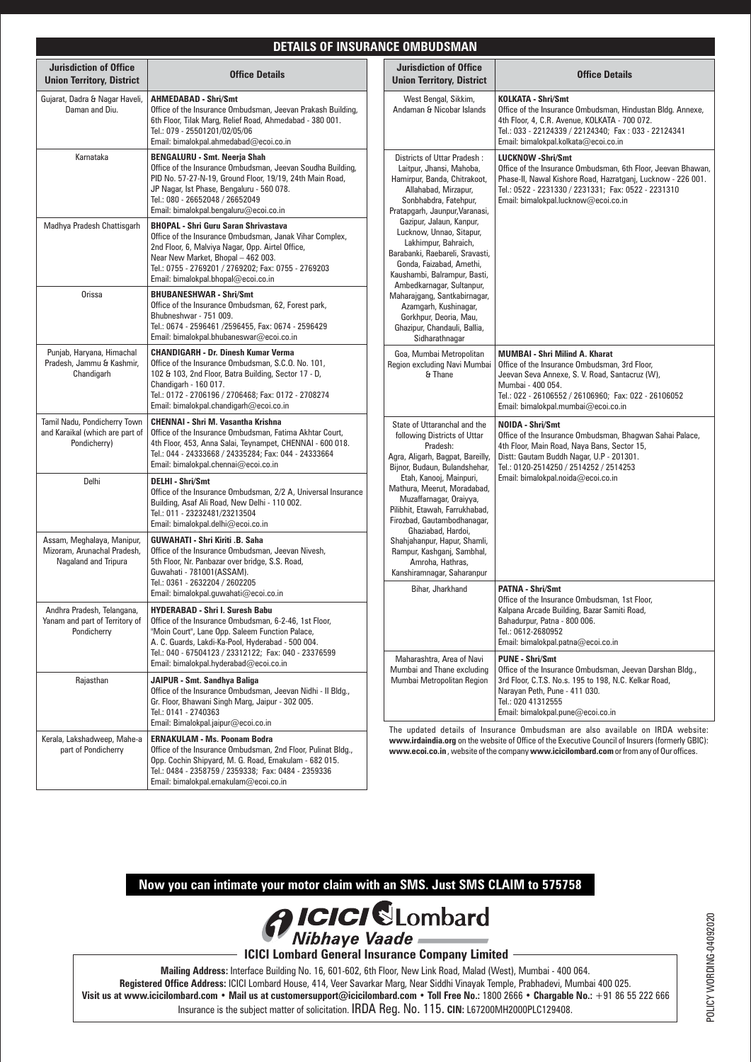## DETAILS OF INSURANCE OMBUDSMAN

| Jurisdiction of Office Union Territory, District | Office Details |
|---|---|
| Gujarat, Dadra & Nagar Haveli, Daman and Diu. | **AHMEDABAD - Shri/Smt** Office of the Insurance Ombudsman, Jeevan Prakash Building, 6th Floor, Tilak Marg, Relief Road, Ahmedabad - 380 001. Tel.: 079 - 25501201/02/05/06 Email: bimalokpal.ahmedabad@ecoi.co.in |
| Karnataka | **BENGALURU - Smt. Neerja Shah** Office of the Insurance Ombudsman, Jeevan Soudha Building, PID No. 57-27-N-19, Ground Floor, 19/19, 24th Main Road, JP Nagar, Ist Phase, Bengaluru - 560 078. Tel.: 080 - 26652048 / 26652049 Email: bimalokpal.bengaluru@ecoi.co.in |
| Madhya Pradesh Chattisgarh | **BHOPAL - Shri Guru Saran Shrivastava** Office of the Insurance Ombudsman, Janak Vihar Complex, 2nd Floor, 6, Malviya Nagar, Opp. Airtel Office, Near New Market, Bhopal – 462 003. Tel.: 0755 - 2769201 / 2769202; Fax: 0755 - 2769203 Email: bimalokpal.bhopal@ecoi.co.in |
| Orissa | **BHUBANESHWAR - Shri/Smt** Office of the Insurance Ombudsman, 62, Forest park, Bhubneshwar - 751 009. Tel.: 0674 - 2596461 /2596455, Fax: 0674 - 2596429 Email: bimalokpal.bhubaneswar@ecoi.co.in |
| Punjab, Haryana, Himachal Pradesh, Jammu & Kashmir, Chandigarh | **CHANDIGARH - Dr. Dinesh Kumar Verma** Office of the Insurance Ombudsman, S.C.O. No. 101, 102 & 103, 2nd Floor, Batra Building, Sector 17 - D, Chandigarh - 160 017. Tel.: 0172 - 2706196 / 2706468; Fax: 0172 - 2708274 Email: bimalokpal.chandigarh@ecoi.co.in |
| Tamil Nadu, Pondicherry Town and Karaikal (which are part of Pondicherry) | **CHENNAI - Shri M. Vasantha Krishna** Office of the Insurance Ombudsman, Fatima Akhtar Court, 4th Floor, 453, Anna Salai, Teynampet, CHENNAI - 600 018. Tel.: 044 - 24333668 / 24335284; Fax: 044 - 24333664 Email: bimalokpal.chennai@ecoi.co.in |
| Delhi | **DELHI - Shri/Smt** Office of the Insurance Ombudsman, 2/2 A, Universal Insurance Building, Asaf Ali Road, New Delhi - 110 002. Tel.: 011 - 23232481/23213504 Email: bimalokpal.delhi@ecoi.co.in |
| Assam, Meghalaya, Manipur, Mizoram, Arunachal Pradesh, Nagaland and Tripura | **GUWAHATI - Shri Kiriti .B. Saha** Office of the Insurance Ombudsman, Jeevan Nivesh, 5th Floor, Nr. Panbazar over bridge, S.S. Road, Guwahati - 781001(ASSAM). Tel.: 0361 - 2632204 / 2602205 Email: bimalokpal.guwahati@ecoi.co.in |
| Andhra Pradesh, Telangana, Yanam and part of Territory of Pondicherry | **HYDERABAD - Shri I. Suresh Babu** Office of the Insurance Ombudsman, 6-2-46, 1st Floor, "Moin Court", Lane Opp. Saleem Function Palace, A. C. Guards, Lakdi-Ka-Pool, Hyderabad - 500 004. Tel.: 040 - 67504123 / 23312122; Fax: 040 - 23376599 Email: bimalokpal.hyderabad@ecoi.co.in |
| Rajasthan | **JAIPUR - Smt. Sandhya Baliga** Office of the Insurance Ombudsman, Jeevan Nidhi - II Bldg., Gr. Floor, Bhawani Singh Marg, Jaipur - 302 005. Tel.: 0141 - 2740363 Email: Bimalokpal.jaipur@ecoi.co.in |
| Kerala, Lakshadweep, Mahe-a part of Pondicherry | **ERNAKULAM - Ms. Poonam Bodra** Office of the Insurance Ombudsman, 2nd Floor, Pulinat Bldg., Opp. Cochin Shipyard, M. G. Road, Ernakulam - 682 015. Tel.: 0484 - 2358759 / 2359338; Fax: 0484 - 2359336 Email: bimalokpal.ernakulam@ecoi.co.in |
| West Bengal, Sikkim, Andaman & Nicobar Islands | **KOLKATA - Shri/Smt** Office of the Insurance Ombudsman, Hindustan Bldg. Annexe, 4th Floor, 4, C.R. Avenue, KOLKATA - 700 072. Tel.: 033 - 22124339 / 22124340; Fax : 033 - 22124341 Email: bimalokpal.kolkata@ecoi.co.in |
| Districts of Uttar Pradesh : Laitpur, Jhansi, Mahoba, Hamirpur, Banda, Chitrakoot, Allahabad, Mirzapur, Sonbhabdra, Fatehpur, Pratapgarh, Jaunpur,Varanasi, Gazipur, Jalaun, Kanpur, Lucknow, Unnao, Sitapur, Lakhimpur, Bahraich, Barabanki, Raebareli, Sravasti, Gonda, Faizabad, Amethi, Kaushambi, Balrampur, Basti, Ambedkarnagar, Sultanpur, Maharajgang, Santkabirnagar, Azamgarh, Kushinagar, Gorkhpur, Deoria, Mau, Ghazipur, Chandauli, Ballia, Sidharathnagar | **LUCKNOW -Shri/Smt** Office of the Insurance Ombudsman, 6th Floor, Jeevan Bhawan, Phase-II, Nawal Kishore Road, Hazratganj, Lucknow - 226 001. Tel.: 0522 - 2231330 / 2231331; Fax: 0522 - 2231310 Email: bimalokpal.lucknow@ecoi.co.in |
| Goa, Mumbai Metropolitan Region excluding Navi Mumbai & Thane | **MUMBAI - Shri Milind A. Kharat** Office of the Insurance Ombudsman, 3rd Floor, Jeevan Seva Annexe, S. V. Road, Santacruz (W), Mumbai - 400 054. Tel.: 022 - 26106552 / 26106960; Fax: 022 - 26106052 Email: bimalokpal.mumbai@ecoi.co.in |
| State of Uttaranchal and the following Districts of Uttar Pradesh: Agra, Aligarh, Bagpat, Bareilly, Bijnor, Budaun, Bulandshehar, Etah, Kanooj, Mainpuri, Mathura, Meerut, Moradabad, Muzaffarnagar, Oraiyya, Pilibhit, Etawah, Farrukhabad, Firozbad, Gautambodhanagar, Ghaziabad, Hardoi, Shahjahanpur, Hapur, Shamli, Rampur, Kashganj, Sambhal, Amroha, Hathras, Kanshiramnagar, Saharanpur | **NOIDA - Shri/Smt** Office of the Insurance Ombudsman, Bhagwan Sahai Palace, 4th Floor, Main Road, Naya Bans, Sector 15, Distt: Gautam Buddh Nagar, U.P - 201301. Tel.: 0120-2514250 / 2514252 / 2514253 Email: bimalokpal.noida@ecoi.co.in |
| Bihar, Jharkhand | **PATNA - Shri/Smt** Office of the Insurance Ombudsman, 1st Floor, Kalpana Arcade Building, Bazar Samiti Road, Bahadurpur, Patna - 800 006. Tel.: 0612-2680952 Email: bimalokpal.patna@ecoi.co.in |
| Maharashtra, Area of Navi Mumbai and Thane excluding Mumbai Metropolitan Region | **PUNE - Shri/Smt** Office of the Insurance Ombudsman, Jeevan Darshan Bldg., 3rd Floor, C.T.S. No.s. 195 to 198, N.C. Kelkar Road, Narayan Peth, Pune - 411 030. Tel.: 020 41312555 Email: bimalokpal.pune@ecoi.co.in |

The updated details of Insurance Ombudsman are also available on IRDA website: **www.irdaindia.org** on the website of Office of the Executive Council of Insurers (formerly GBIC): **www.ecoi.co.in** , website of the company **www.icicilombard.com** or from any of Our offices.

**Now you can intimate your motor claim with an SMS. Just SMS CLAIM to 575758**

ICICI Lombard Nibhaye Vaade

**ICICI Lombard General Insurance Company Limited**

**Mailing Address:** Interface Building No. 16, 601-602, 6th Floor, New Link Road, Malad (West), Mumbai - 400 064.
**Registered Office Address:** ICICI Lombard House, 414, Veer Savarkar Marg, Near Siddhi Vinayak Temple, Prabhadevi, Mumbai 400 025.
**Visit us at www.icicilombard.com • Mail us at customersupport@icicilombard.com • Toll Free No.:** 1800 2666 • **Chargable No.:** +91 86 55 222 666
Insurance is the subject matter of solicitation. IRDA Reg. No. 115. **CIN:** L67200MH2000PLC129408.

POLICY WORDING-04092020